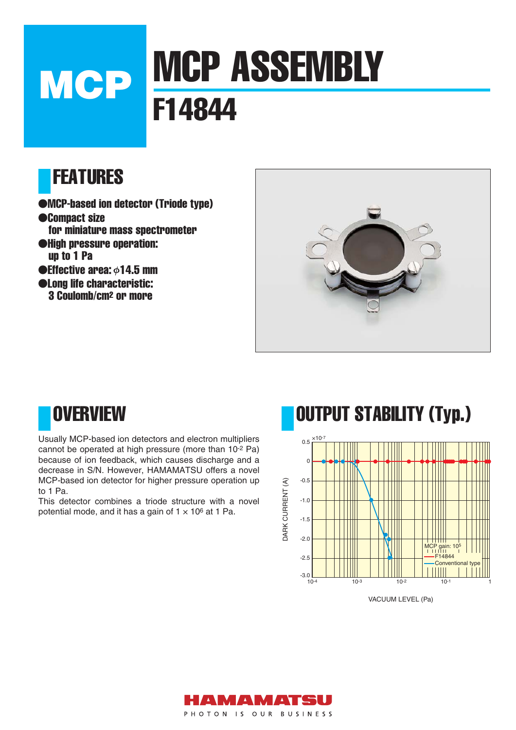# MCP

# MCP ASSEMBLY

# F14844

## FEATURES

- MCP-based ion detector (Triode type)
- Compact size for miniature mass spectrometer
- High pressure operation: up to 1 Pa
- Effective area: $\phi$14.5 mm
- Long life characteristic: 3 Coulomb/cm$^2$ or more

## OVERVIEW

Usually MCP-based ion detectors and electron multipliers cannot be operated at high pressure (more than $10^{-2}$ Pa) because of ion feedback, which causes discharge and a decrease in S/N. However, HAMAMATSU offers a novel MCP-based ion detector for higher pressure operation up to 1 Pa.

This detector combines a triode structure with a novel potential mode, and it has a gain of $1 \times 10^6$ at 1 Pa.

## OUTPUT STABILITY (Typ.)

DARK CURRENT (A) ($\times 10^{-7}$): 0.5, 0, -0.5, -1.0, -1.5, -2.0, -2.5, -3.0

VACUUM LEVEL (Pa): $10^{-4}$, $10^{-3}$, $10^{-2}$, $10^{-1}$, 1

MCP gain: $10^5$

— F14844

— Conventional type

HAMAMATSU

PHOTON IS OUR BUSINESS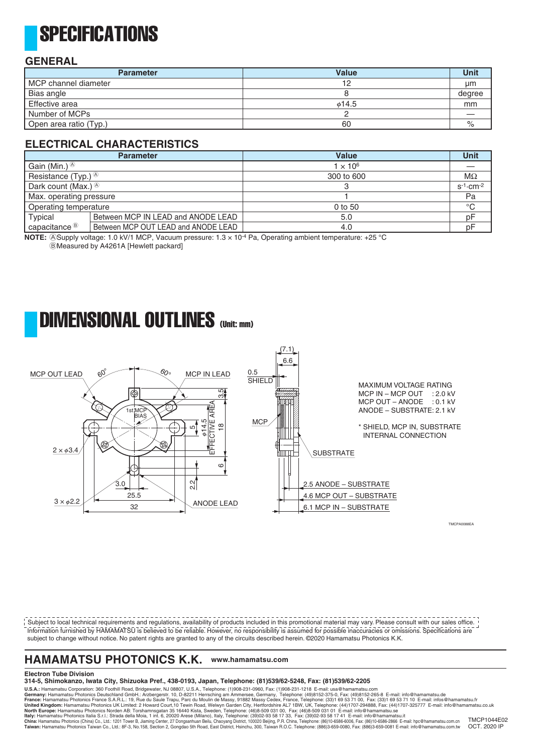# SPECIFICATIONS

## GENERAL

| Parameter | Value | Unit |
|---|---|---|
| MCP channel diameter | 12 | μm |
| Bias angle | 8 | degree |
| Effective area | ϕ14.5 | mm |
| Number of MCPs | 2 | — |
| Open area ratio (Typ.) | 60 | % |

## ELECTRICAL CHARACTERISTICS

| Parameter | | Value | Unit |
|---|---|---|---|
| Gain (Min.) Ⓐ | | $1 \times 10^6$ | — |
| Resistance (Typ.) Ⓐ | | 300 to 600 | MΩ |
| Dark count (Max.) Ⓐ | | 3 | $s^{-1} \cdot cm^{-2}$ |
| Max. operating pressure | | 1 | Pa |
| Operating temperature | | 0 to 50 | °C |
| Typical capacitance Ⓑ | Between MCP IN LEAD and ANODE LEAD | 5.0 | pF |
| | Between MCP OUT LEAD and ANODE LEAD | 4.0 | pF |

**NOTE:** ⒶSupply voltage: 1.0 kV/1 MCP, Vacuum pressure: $1.3 \times 10^{-4}$ Pa, Operating ambient temperature: +25 °C
ⒷMeasured by A4261A [Hewlett packard]

# DIMENSIONAL OUTLINES (Unit: mm)

MCP OUT LEAD
60°
60°
MCP IN LEAD
1st MCP BIAS
3.5
5
ϕ14.5
EFFECTIVE AREA
18
6
2 × ϕ3.4
3.0
2.2
25.5
3 × ϕ2.2
32
ANODE LEAD

(7.1)
6.6
0.5
SHIELD
MCP
SUBSTRATE
2.5 ANODE – SUBSTRATE
4.6 MCP OUT – SUBSTRATE
6.1 MCP IN – SUBSTRATE

MAXIMUM VOLTAGE RATING
MCP IN – MCP OUT : 2.0 kV
MCP OUT – ANODE : 0.1 kV
ANODE – SUBSTRATE: 2.1 kV

* SHIELD, MCP IN, SUBSTRATE INTERNAL CONNECTION

TMCPA0088EA

Subject to local technical requirements and regulations, availability of products included in this promotional material may vary. Please consult with our sales office.
Information furnished by HAMAMATSU is believed to be reliable. However, no responsibility is assumed for possible inaccuracies or omissions. Specifications are subject to change without notice. No patent rights are granted to any of the circuits described herein. ©2020 Hamamatsu Photonics K.K.

## HAMAMATSU PHOTONICS K.K. www.hamamatsu.com

**Electron Tube Division**
**314-5, Shimokanzo, Iwata City, Shizuoka Pref., 438-0193, Japan, Telephone: (81)539/62-5248, Fax: (81)539/62-2205**

**U.S.A.:** Hamamatsu Corporation: 360 Foothill Road, Bridgewater, NJ 08807, U.S.A., Telephone: (1)908-231-0960, Fax: (1)908-231-1218 E-mail: usa@hamamatsu.com
**Germany:** Hamamatsu Photonics Deutschland GmbH.: Arzbergerstr. 10, D-82211 Herrsching am Ammersee, Germany, Telephone: (49)8152-375-0, Fax: (49)8152-265-8 E-mail: info@hamamatsu.de
**France:** Hamamatsu Photonics France S.A.R.L.: 19, Rue du Saule Trapu, Parc du Moulin de Massy, 91882 Massy Cedex, France, Telephone: (33)1 69 53 71 00, Fax: (33)1 69 53 71 10 E-mail: infos@hamamatsu.fr
**United Kingdom:** Hamamatsu Photonics UK Limited: 2 Howard Court,10 Tewin Road, Welwyn Garden City, Hertfordshire AL7 1BW, UK, Telephone: (44)1707-294888, Fax: (44)1707-325777 E-mail: info@hamamatsu.co.uk
**North Europe:** Hamamatsu Photonics Norden AB: Torshamnsgatan 35 16440 Kista, Sweden, Telephone: (46)8-509 031 00, Fax: (46)8-509 031 01 E-mail: info@hamamatsu.se
**Italy:** Hamamatsu Photonics Italia S.r.l.: Strada della Moia, 1 int. 6, 20020 Arese (Milano), Italy, Telephone: (39)02-93 58 17 33, Fax: (39)02-93 58 17 41 E-mail: info@hamamatsu.it
**China:** Hamamatsu Photonics (China) Co., Ltd.: 1201 Tower B, Jiaming Center, 27 Dongsanhuan Beilu, Chaoyang District, 100020 Beijing, P.R. China, Telephone: (86)10-6586-6006, Fax: (86)10-6586-2866 E-mail: hpc@hamamatsu.com.cn
**Taiwan:** Hamamatsu Photonics Taiwan Co., Ltd.: 8F-3, No.158, Section 2, Gongdao 5th Road, East District, Hsinchu, 300, Taiwan R.O.C. Telephone: (886)3-659-0080, Fax: (886)3-659-0081 E-mail: info@hamamatsu.com.tw

TMCP1044E02
OCT. 2020 IP